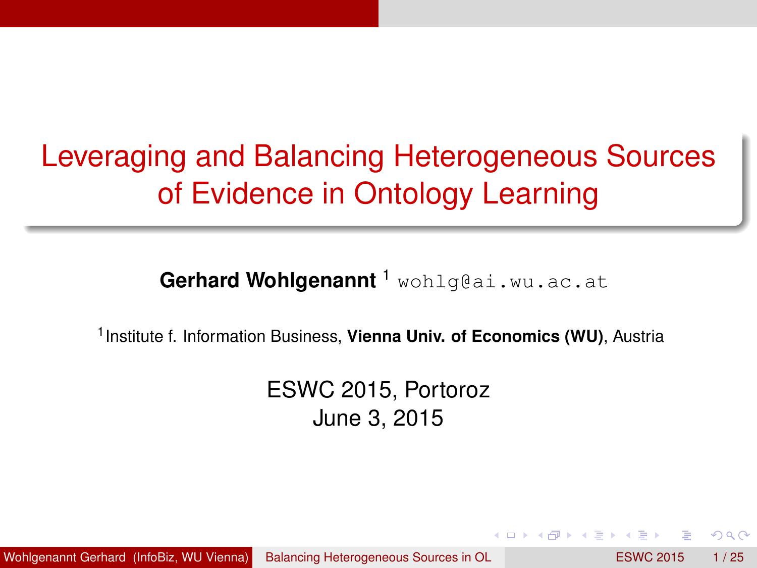# Leveraging and Balancing Heterogeneous Sources of Evidence in Ontology Learning

**Gerhard Wohlgenannt** [1] wohlg@ai.wu.ac.at

[1] Institute f. Information Business, **Vienna Univ. of Economics (WU)**, Austria

ESWC 2015, Portoroz
June 3, 2015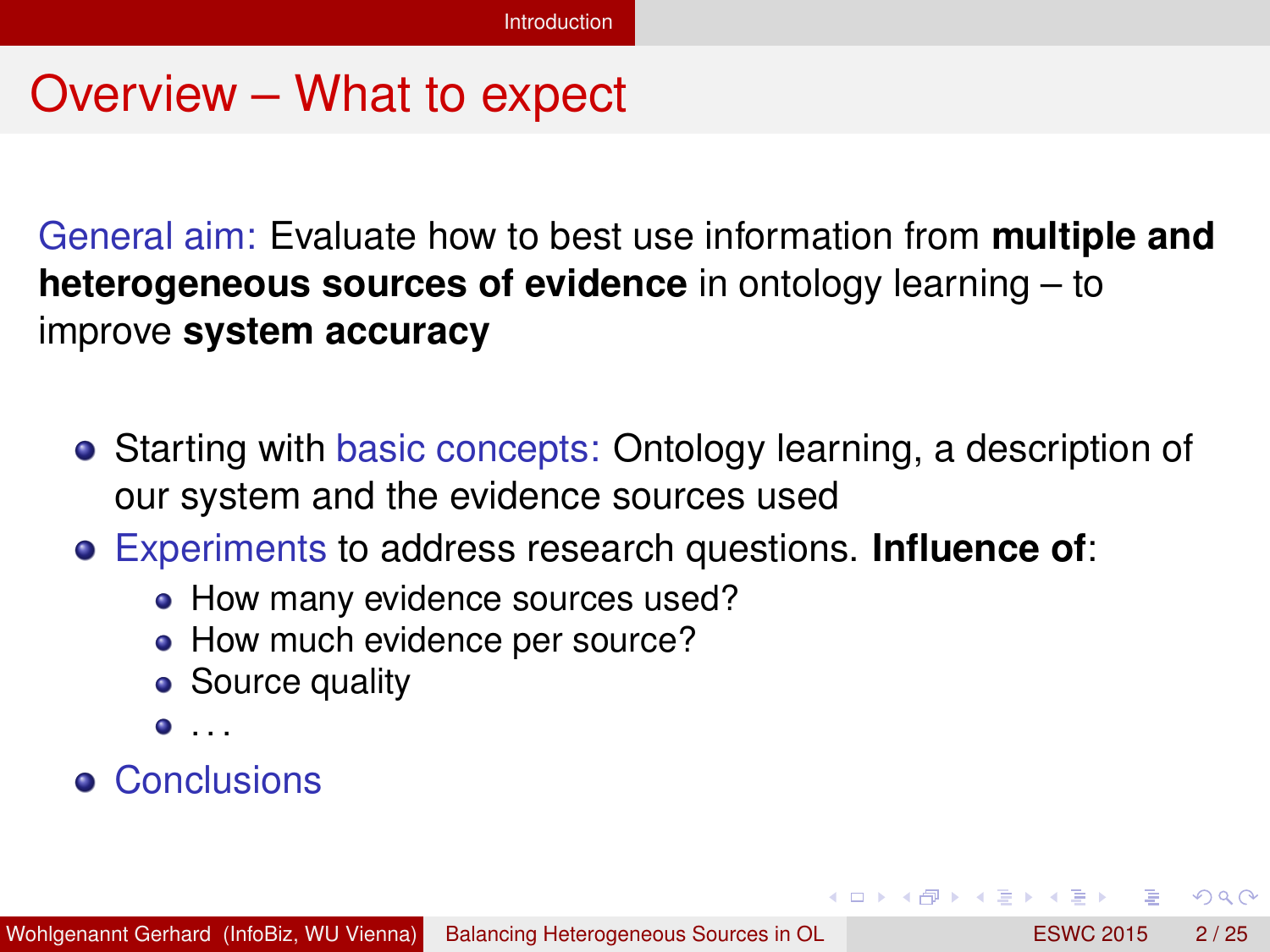# Overview – What to expect

General aim: Evaluate how to best use information from **multiple and heterogeneous sources of evidence** in ontology learning – to improve **system accuracy**

- Starting with basic concepts: Ontology learning, a description of our system and the evidence sources used
- Experiments to address research questions. **Influence of**:
  - How many evidence sources used?
  - How much evidence per source?
  - Source quality
  - ...
- Conclusions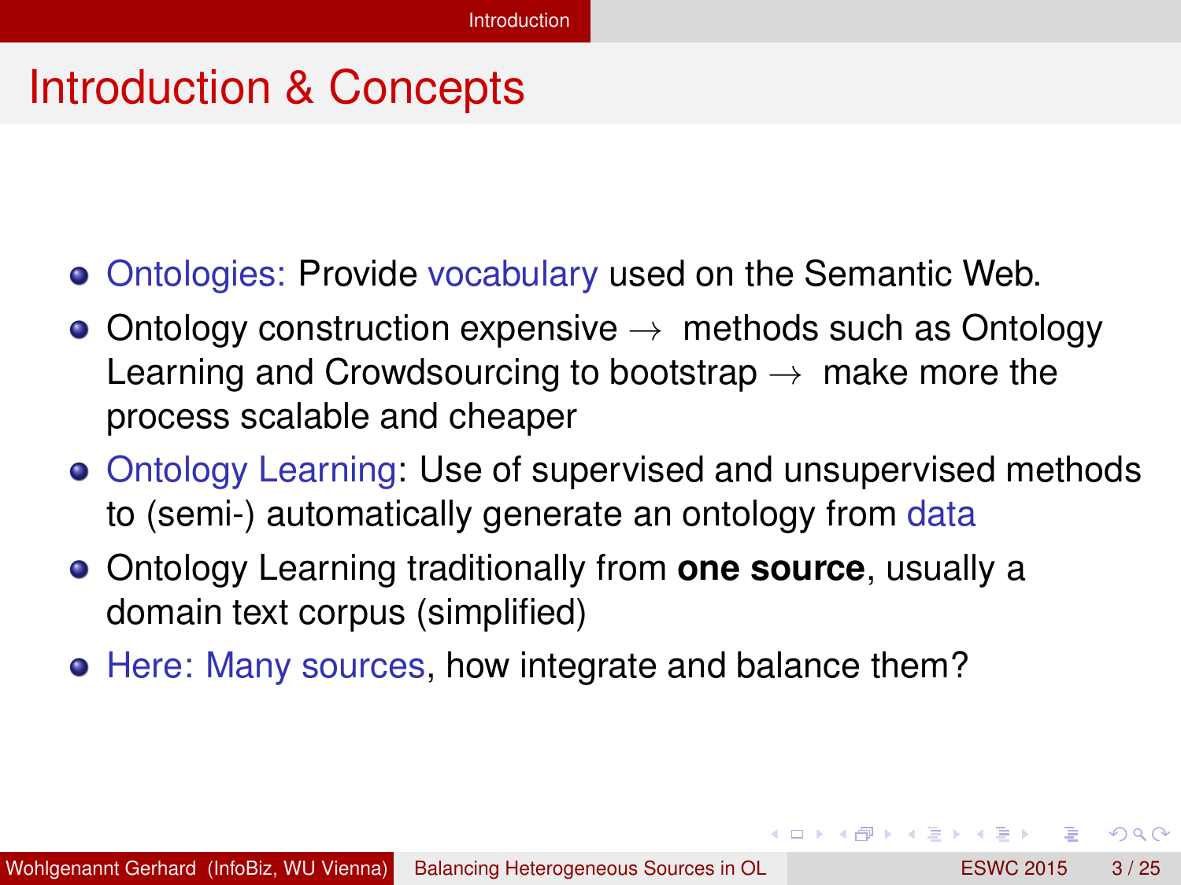# Introduction & Concepts

- Ontologies: Provide vocabulary used on the Semantic Web.
- Ontology construction expensive $\rightarrow$ methods such as Ontology Learning and Crowdsourcing to bootstrap $\rightarrow$ make more the process scalable and cheaper
- Ontology Learning: Use of supervised and unsupervised methods to (semi-) automatically generate an ontology from data
- Ontology Learning traditionally from **one source**, usually a domain text corpus (simplified)
- Here: Many sources, how integrate and balance them?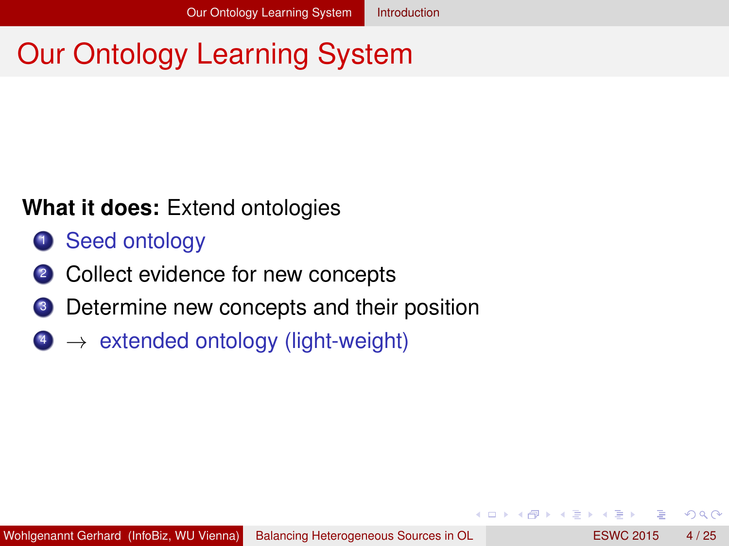# Our Ontology Learning System

**What it does:** Extend ontologies

1. Seed ontology
2. Collect evidence for new concepts
3. Determine new concepts and their position
4. $\rightarrow$ extended ontology (light-weight)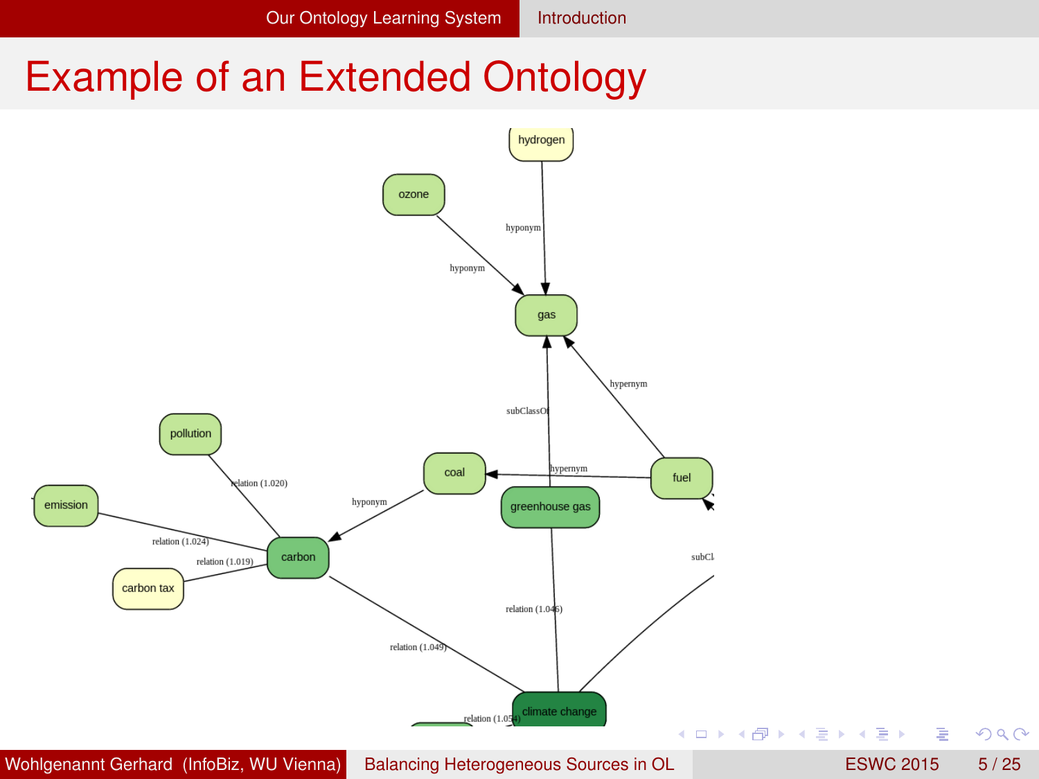# Example of an Extended Ontology

hydrogen

ozone

hyponym

hyponym

gas

hypernym

subClassOf

pollution

coal

hypernym

fuel

greenhouse gas

emission

relation (1.020)

hyponym

relation (1.024)

carbon

relation (1.019)

carbon tax

subCl

relation (1.046)

relation (1.049)

relation (1.054)

climate change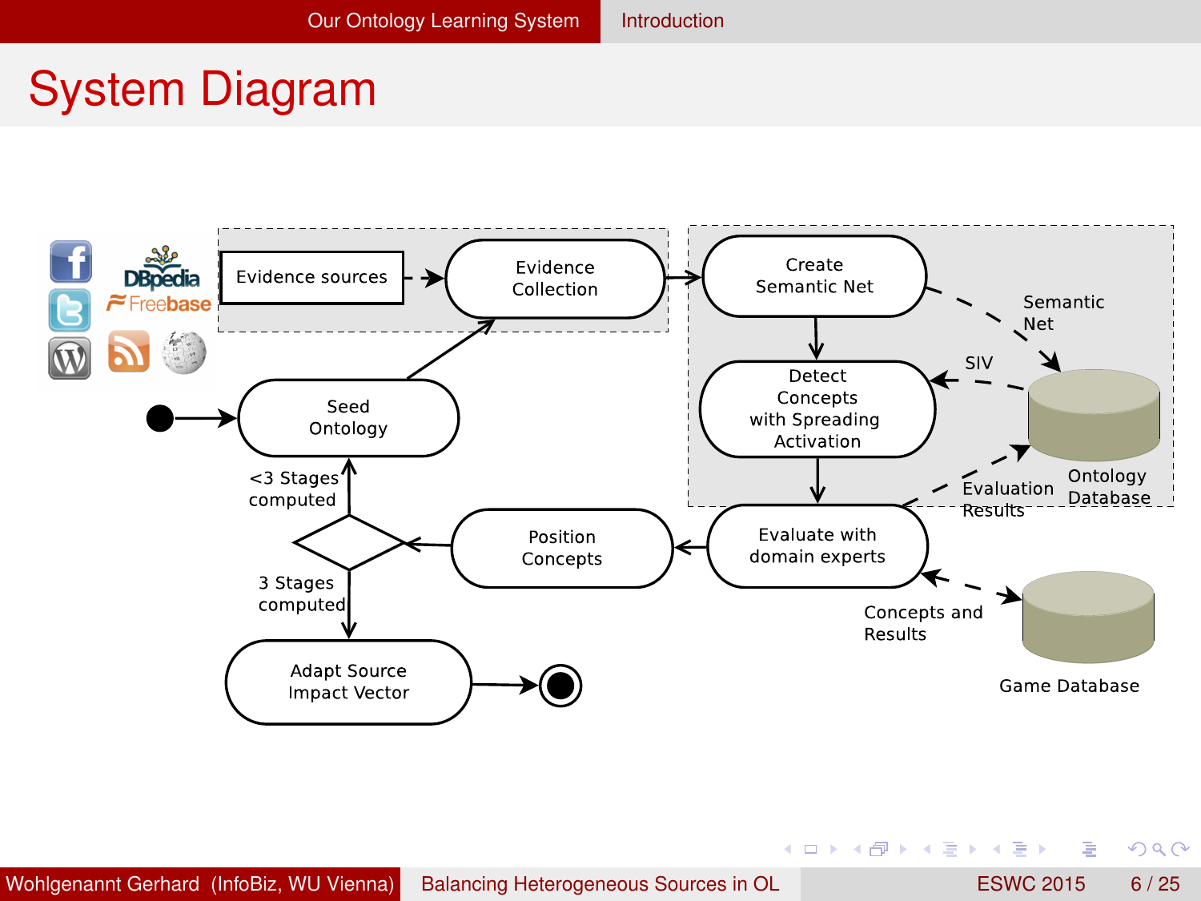# System Diagram

Evidence sources

Evidence Collection

Create Semantic Net

Semantic Net

SIV

Detect Concepts with Spreading Activation

Seed Ontology

<3 Stages computed

Ontology Database

Evaluation Results

Position Concepts

Evaluate with domain experts

3 Stages computed

Concepts and Results

Adapt Source Impact Vector

Game Database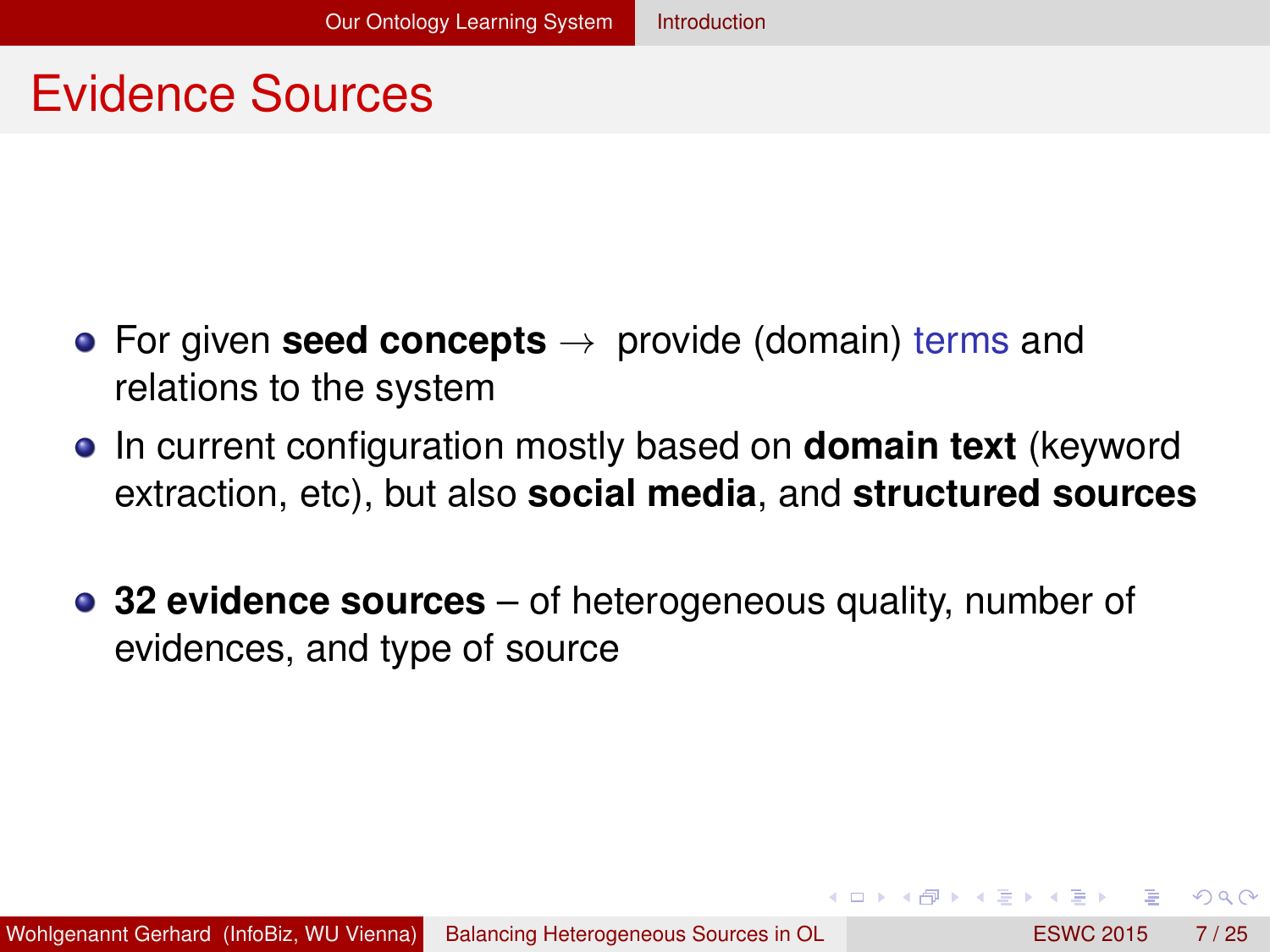# Evidence Sources

- For given **seed concepts** $\rightarrow$ provide (domain) terms and relations to the system
- In current configuration mostly based on **domain text** (keyword extraction, etc), but also **social media**, and **structured sources**
- **32 evidence sources** – of heterogeneous quality, number of evidences, and type of source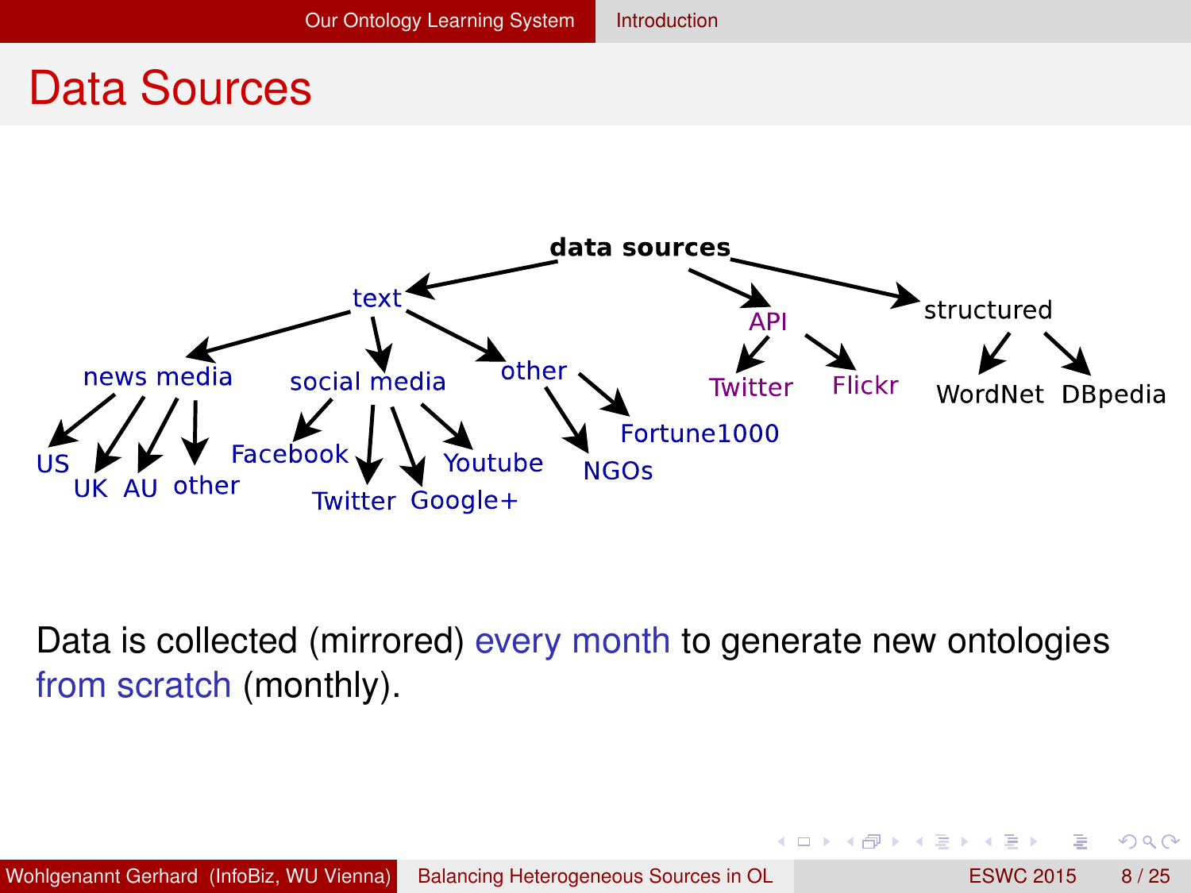# Data Sources

- data sources
  - text
    - news media
      - US
      - UK
      - AU
      - other
    - social media
      - Facebook
      - Twitter
      - Google+
      - Youtube
    - other
      - NGOs
      - Fortune1000
  - API
    - Twitter
    - Flickr
  - structured
    - WordNet
    - DBpedia

Data is collected (mirrored) every month to generate new ontologies from scratch (monthly).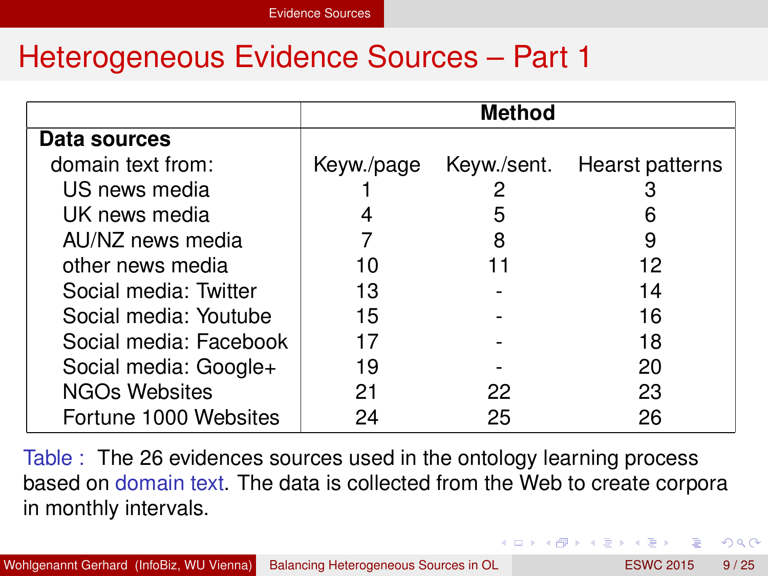# Heterogeneous Evidence Sources – Part 1

| | **Method** | | |
|---|---|---|---|
| **Data sources** | | | |
| domain text from: | Keyw./page | Keyw./sent. | Hearst patterns |
| US news media | 1 | 2 | 3 |
| UK news media | 4 | 5 | 6 |
| AU/NZ news media | 7 | 8 | 9 |
| other news media | 10 | 11 | 12 |
| Social media: Twitter | 13 | - | 14 |
| Social media: Youtube | 15 | - | 16 |
| Social media: Facebook | 17 | - | 18 |
| Social media: Google+ | 19 | - | 20 |
| NGOs Websites | 21 | 22 | 23 |
| Fortune 1000 Websites | 24 | 25 | 26 |

Table : The 26 evidences sources used in the ontology learning process based on domain text. The data is collected from the Web to create corpora in monthly intervals.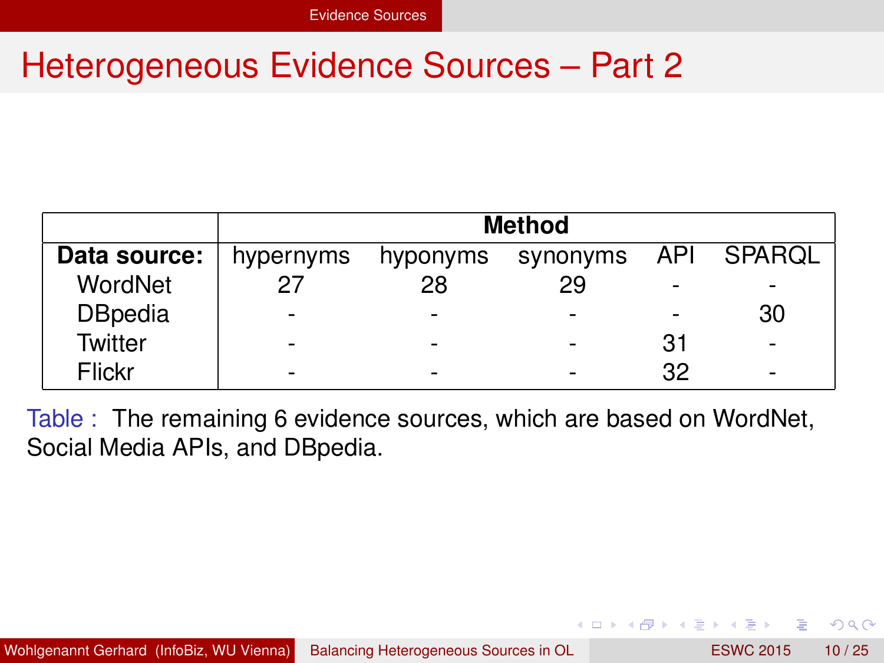# Heterogeneous Evidence Sources – Part 2

| | **Method** | | | | |
|---|---|---|---|---|---|
| **Data source:** | hypernyms | hyponyms | synonyms | API | SPARQL |
| WordNet | 27 | 28 | 29 | - | - |
| DBpedia | - | - | - | - | 30 |
| Twitter | - | - | - | 31 | - |
| Flickr | - | - | - | 32 | - |

Table : The remaining 6 evidence sources, which are based on WordNet, Social Media APIs, and DBpedia.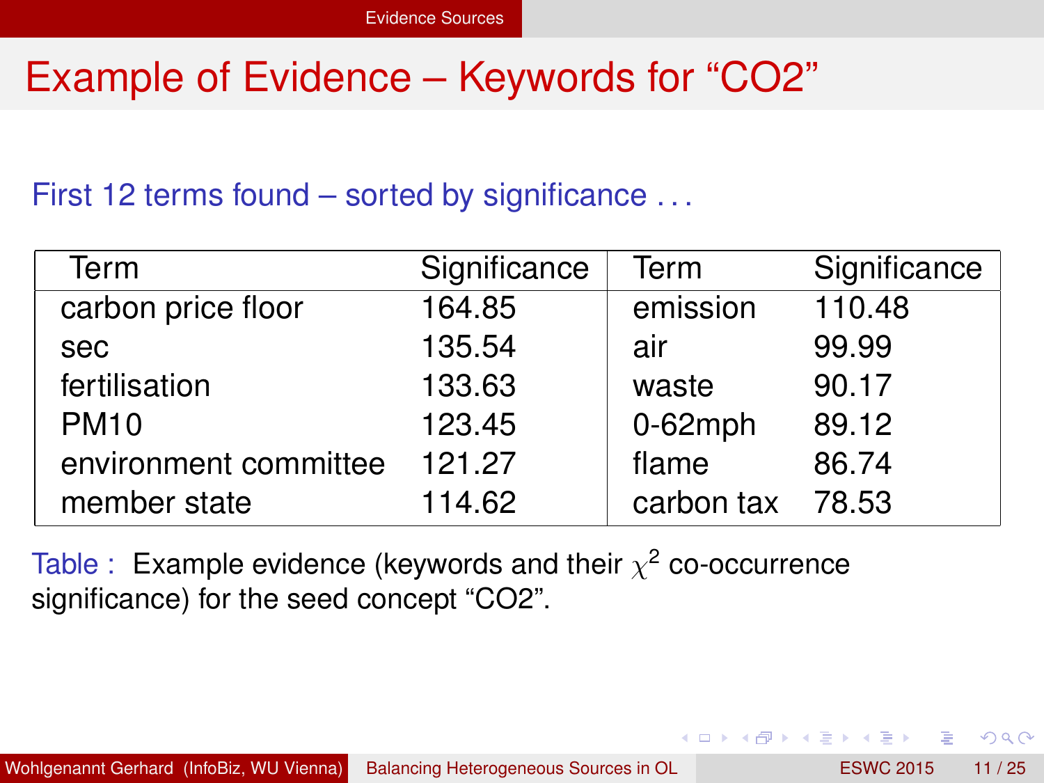# Example of Evidence – Keywords for “CO2”

First 12 terms found – sorted by significance ...

| Term | Significance | Term | Significance |
|---|---|---|---|
| carbon price floor | 164.85 | emission | 110.48 |
| sec | 135.54 | air | 99.99 |
| fertilisation | 133.63 | waste | 90.17 |
| PM10 | 123.45 | 0-62mph | 89.12 |
| environment committee | 121.27 | flame | 86.74 |
| member state | 114.62 | carbon tax | 78.53 |

Table : Example evidence (keywords and their $\chi^2$ co-occurrence significance) for the seed concept “CO2”.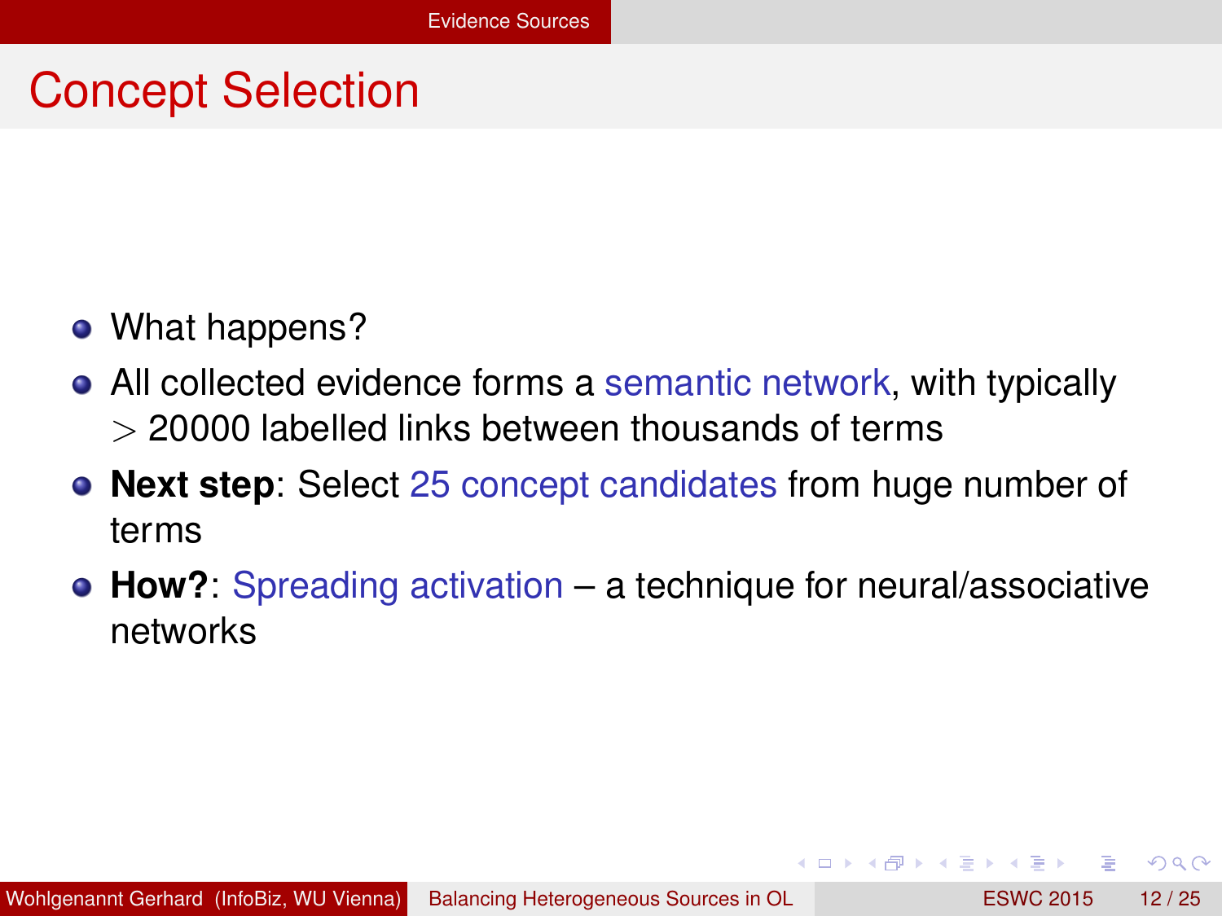# Concept Selection

- What happens?
- All collected evidence forms a semantic network, with typically $>$ 20000 labelled links between thousands of terms
- **Next step**: Select 25 concept candidates from huge number of terms
- **How?**: Spreading activation – a technique for neural/associative networks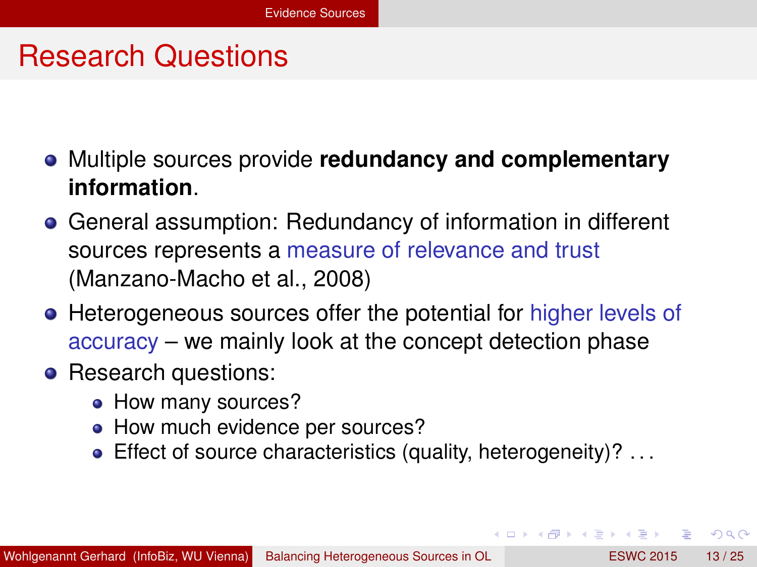# Research Questions

- Multiple sources provide **redundancy and complementary information**.
- General assumption: Redundancy of information in different sources represents a measure of relevance and trust (Manzano-Macho et al., 2008)
- Heterogeneous sources offer the potential for higher levels of accuracy – we mainly look at the concept detection phase
- Research questions:
  - How many sources?
  - How much evidence per sources?
  - Effect of source characteristics (quality, heterogeneity)? . . .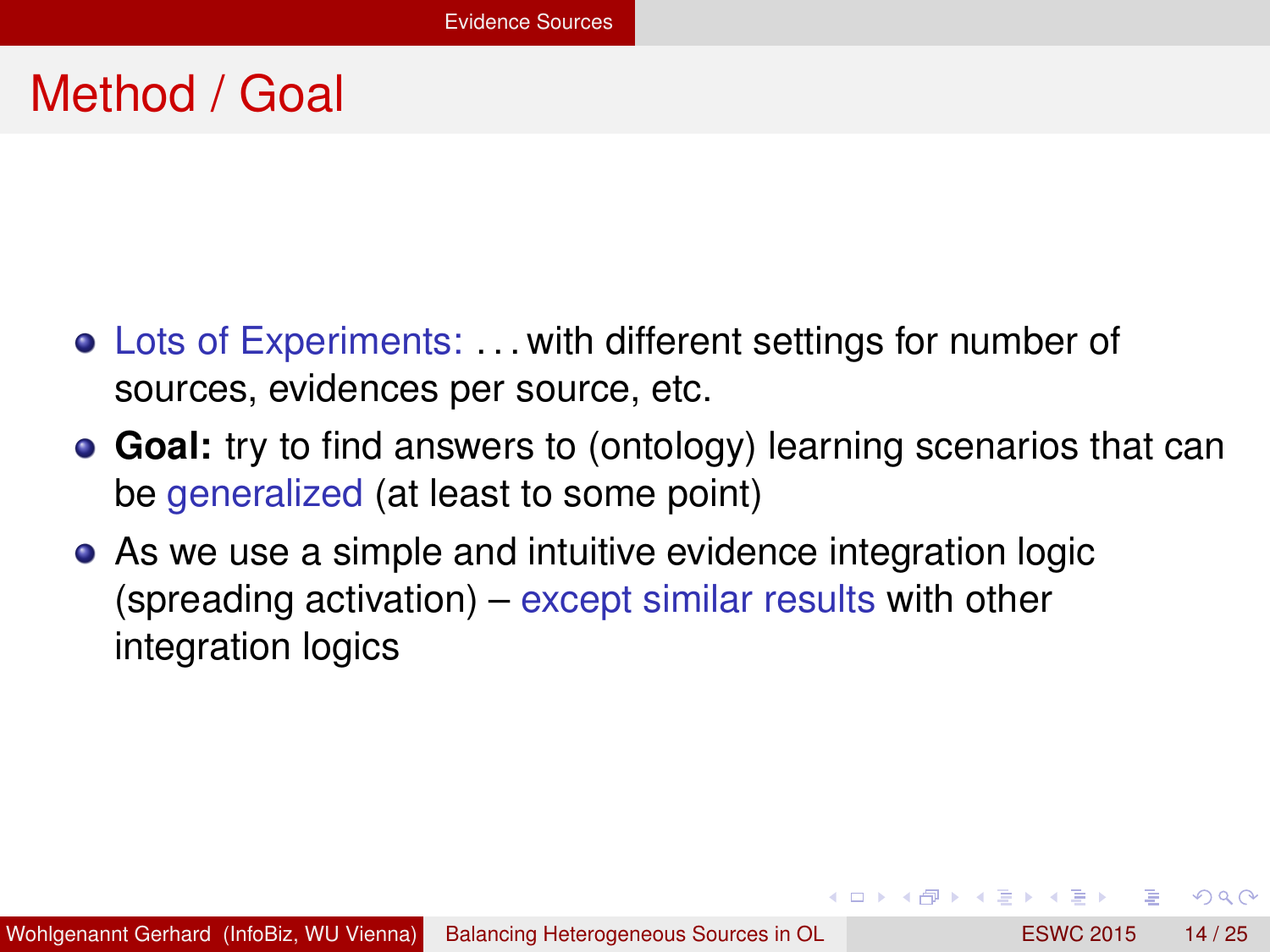# Method / Goal

- Lots of Experiments: . . . with different settings for number of sources, evidences per source, etc.
- **Goal:** try to find answers to (ontology) learning scenarios that can be generalized (at least to some point)
- As we use a simple and intuitive evidence integration logic (spreading activation) – except similar results with other integration logics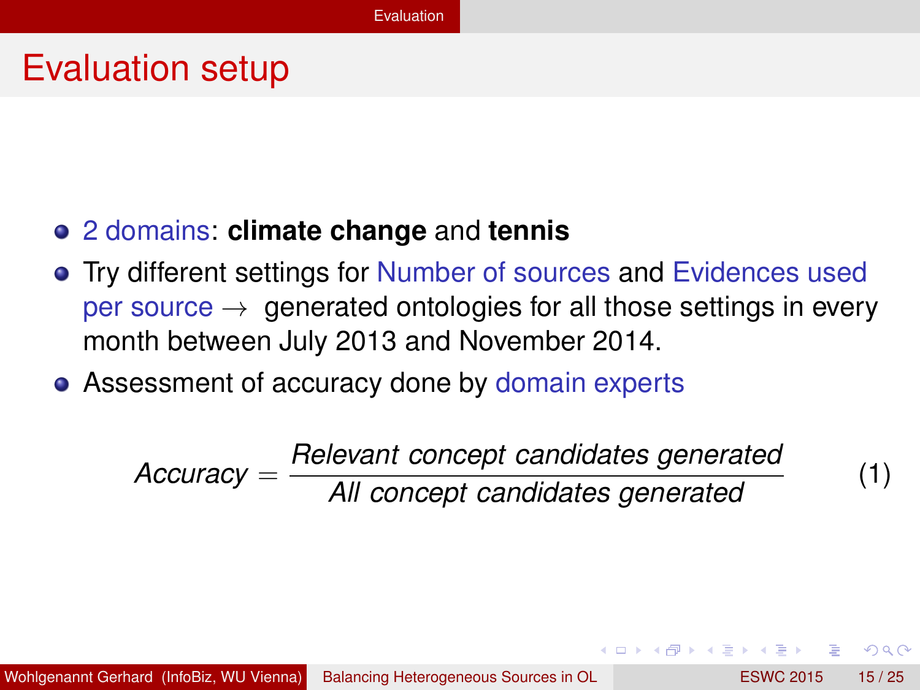# Evaluation setup

- 2 domains: **climate change** and **tennis**
- Try different settings for Number of sources and Evidences used per source $\rightarrow$ generated ontologies for all those settings in every month between July 2013 and November 2014.
- Assessment of accuracy done by domain experts

$$Accuracy = \frac{\textit{Relevant concept candidates generated}}{\textit{All concept candidates generated}} \tag{1}$$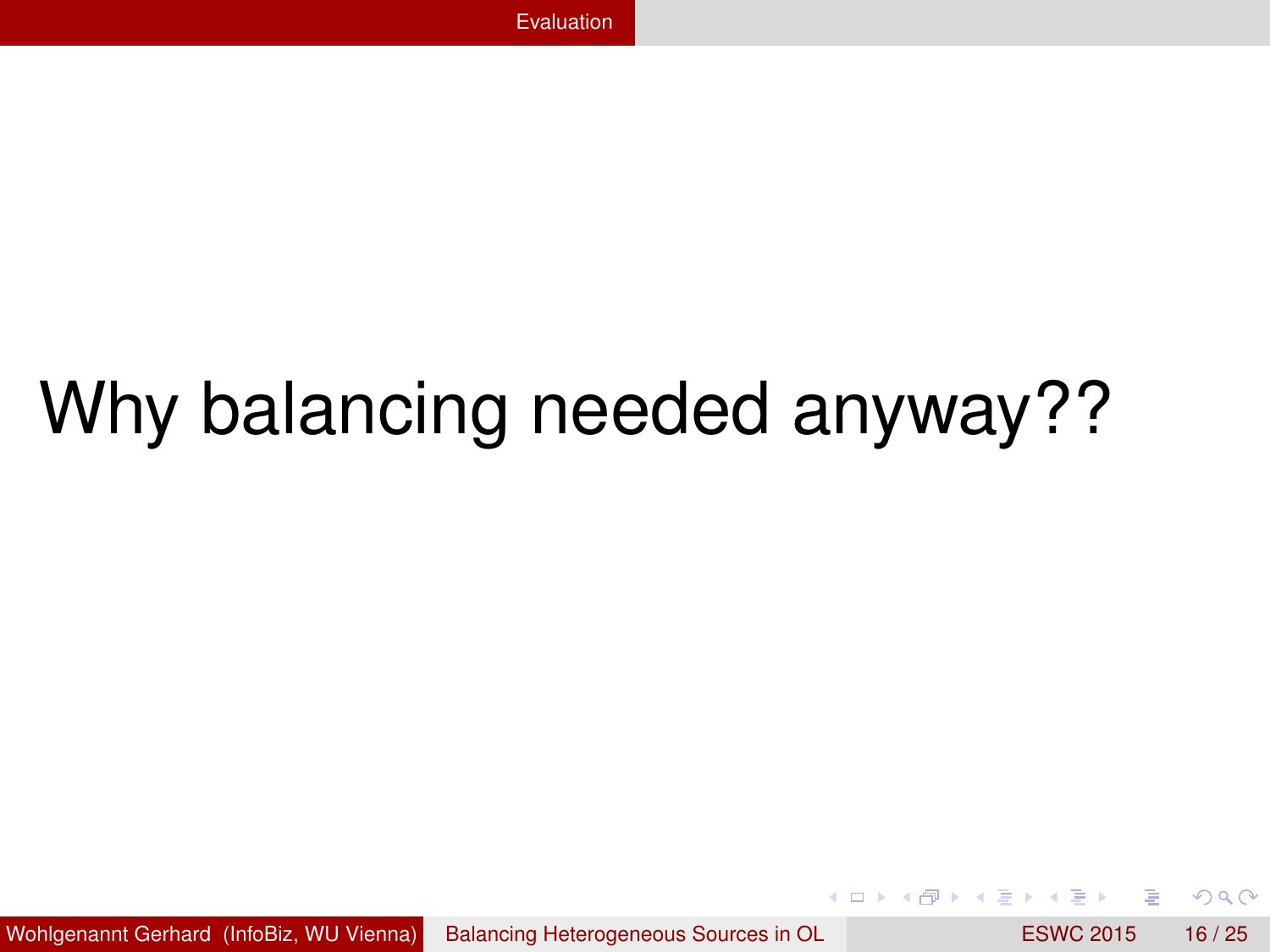# Why balancing needed anyway??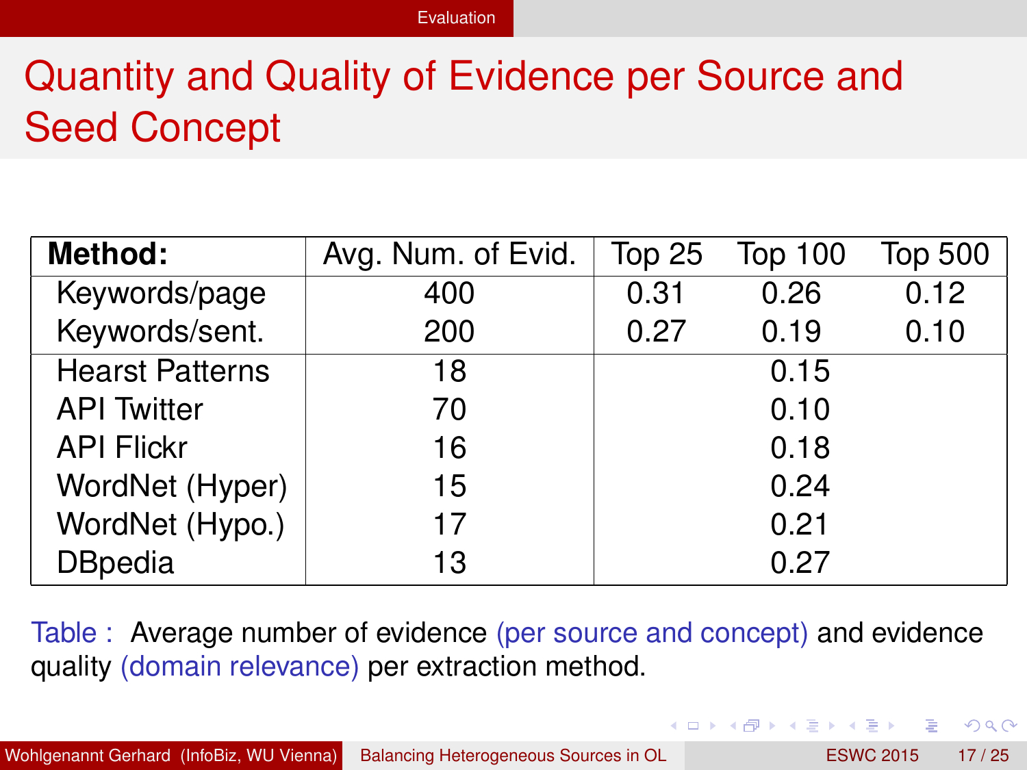# Quantity and Quality of Evidence per Source and Seed Concept

| **Method:** | Avg. Num. of Evid. | Top 25 | Top 100 | Top 500 |
|---|---|---|---|---|
| Keywords/page | 400 | 0.31 | 0.26 | 0.12 |
| Keywords/sent. | 200 | 0.27 | 0.19 | 0.10 |
| Hearst Patterns | 18 | | 0.15 | |
| API Twitter | 70 | | 0.10 | |
| API Flickr | 16 | | 0.18 | |
| WordNet (Hyper) | 15 | | 0.24 | |
| WordNet (Hypo.) | 17 | | 0.21 | |
| DBpedia | 13 | | 0.27 | |

Table : Average number of evidence (per source and concept) and evidence quality (domain relevance) per extraction method.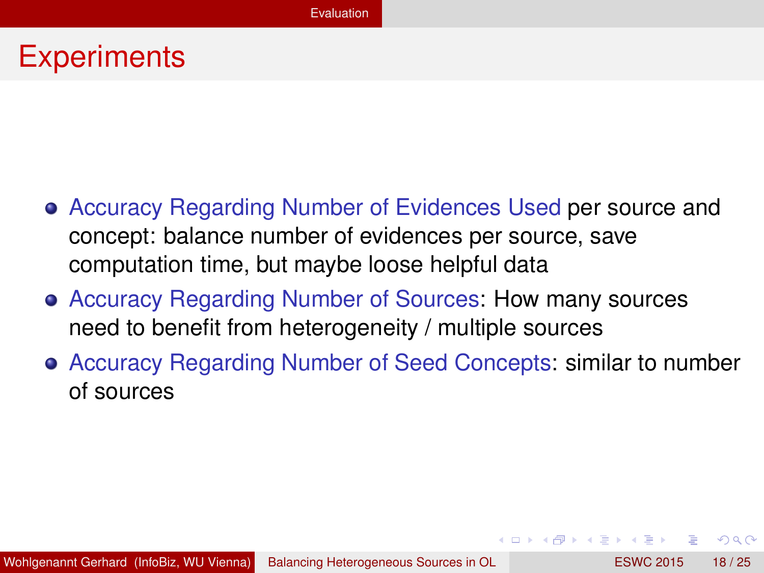# Experiments

- Accuracy Regarding Number of Evidences Used per source and concept: balance number of evidences per source, save computation time, but maybe loose helpful data
- Accuracy Regarding Number of Sources: How many sources need to benefit from heterogeneity / multiple sources
- Accuracy Regarding Number of Seed Concepts: similar to number of sources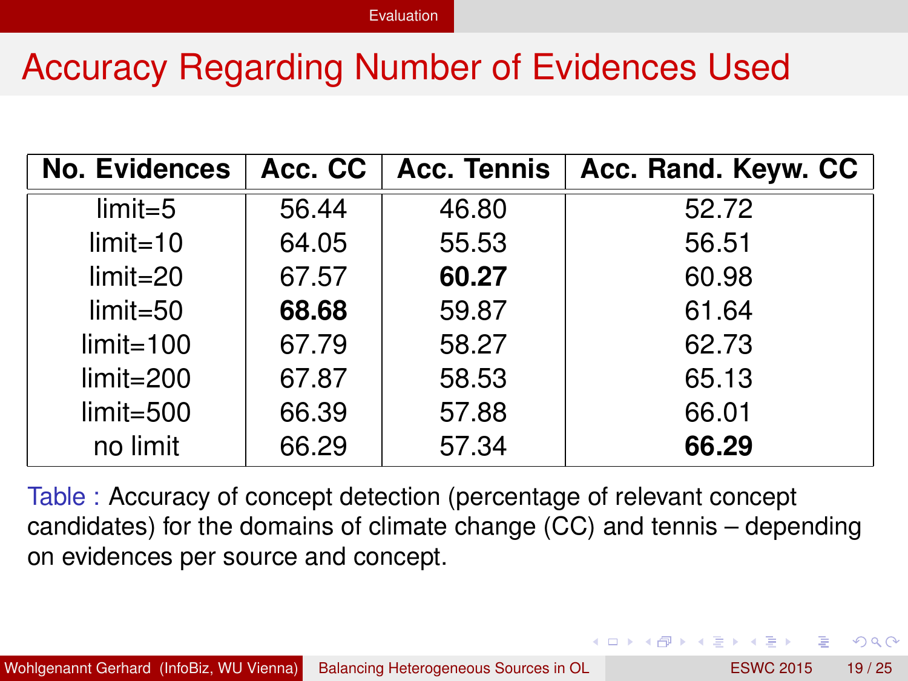# Accuracy Regarding Number of Evidences Used

| No. Evidences | Acc. CC | Acc. Tennis | Acc. Rand. Keyw. CC |
|---|---|---|---|
| limit=5 | 56.44 | 46.80 | 52.72 |
| limit=10 | 64.05 | 55.53 | 56.51 |
| limit=20 | 67.57 | **60.27** | 60.98 |
| limit=50 | **68.68** | 59.87 | 61.64 |
| limit=100 | 67.79 | 58.27 | 62.73 |
| limit=200 | 67.87 | 58.53 | 65.13 |
| limit=500 | 66.39 | 57.88 | 66.01 |
| no limit | 66.29 | 57.34 | **66.29** |

Table : Accuracy of concept detection (percentage of relevant concept candidates) for the domains of climate change (CC) and tennis – depending on evidences per source and concept.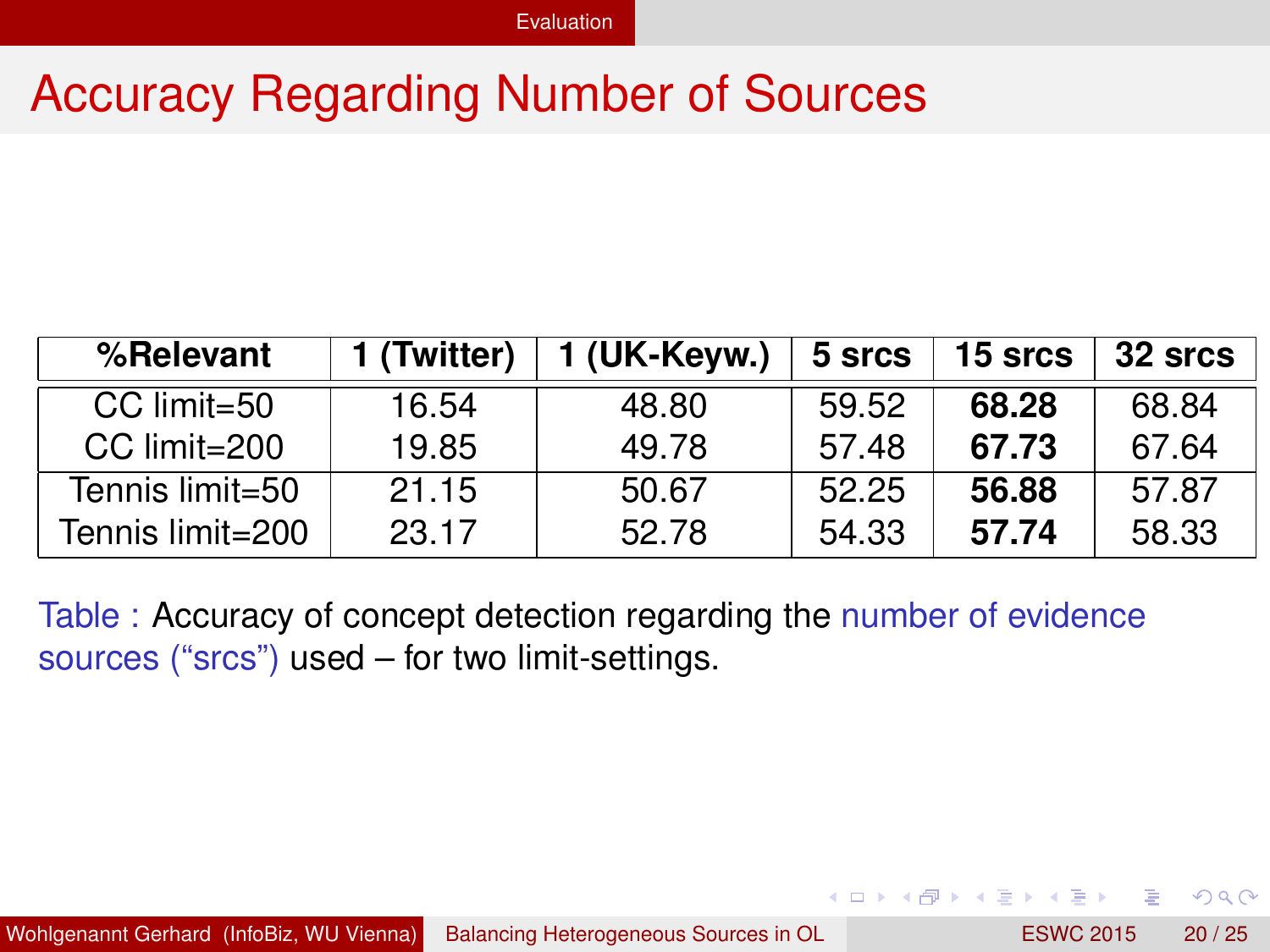# Accuracy Regarding Number of Sources

| **%Relevant** | **1 (Twitter)** | **1 (UK-Keyw.)** | **5 srcs** | **15 srcs** | **32 srcs** |
|---|---|---|---|---|---|
| CC limit=50 | 16.54 | 48.80 | 59.52 | **68.28** | 68.84 |
| CC limit=200 | 19.85 | 49.78 | 57.48 | **67.73** | 67.64 |
| Tennis limit=50 | 21.15 | 50.67 | 52.25 | **56.88** | 57.87 |
| Tennis limit=200 | 23.17 | 52.78 | 54.33 | **57.74** | 58.33 |

Table : Accuracy of concept detection regarding the number of evidence sources (“srcs”) used – for two limit-settings.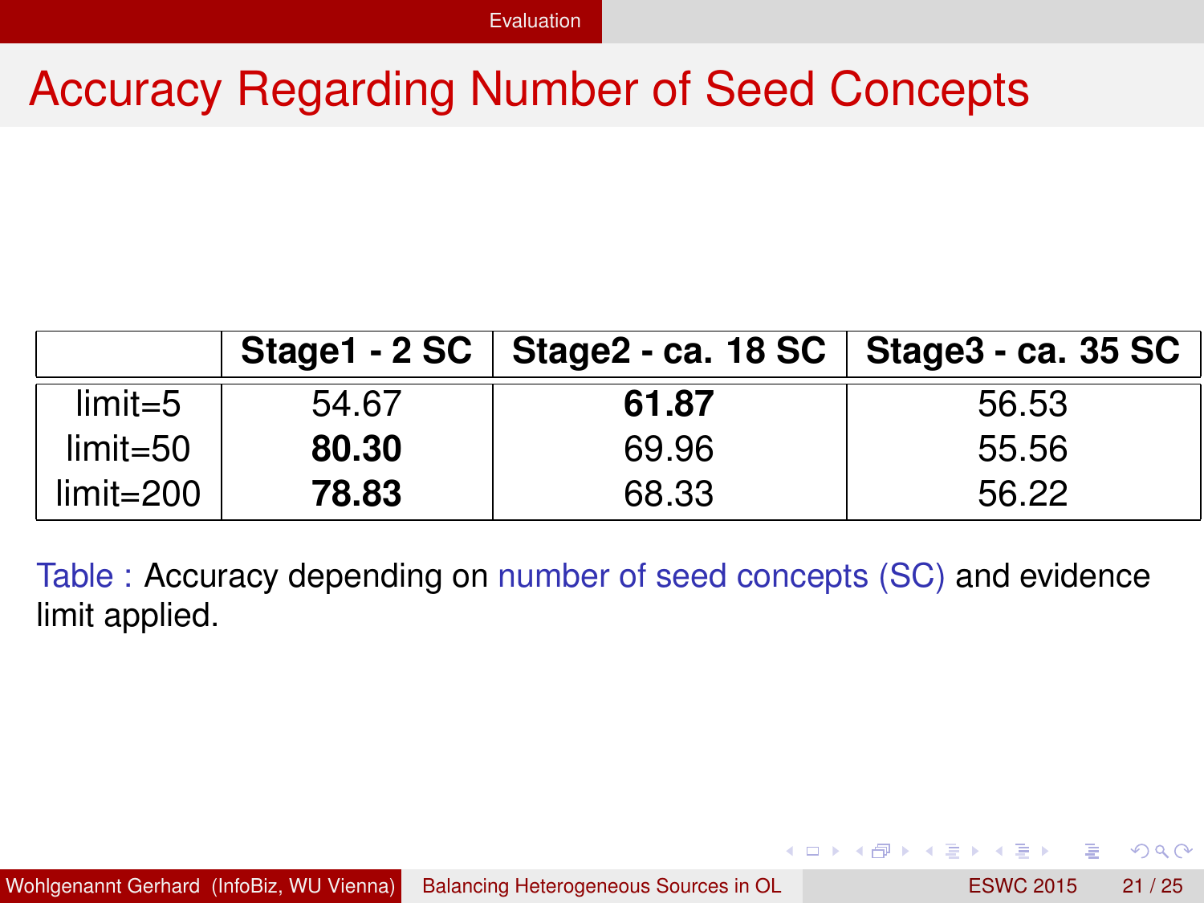# Accuracy Regarding Number of Seed Concepts

| | Stage1 - 2 SC | Stage2 - ca. 18 SC | Stage3 - ca. 35 SC |
|---|---|---|---|
| limit=5 | 54.67 | **61.87** | 56.53 |
| limit=50 | **80.30** | 69.96 | 55.56 |
| limit=200 | **78.83** | 68.33 | 56.22 |

Table : Accuracy depending on number of seed concepts (SC) and evidence limit applied.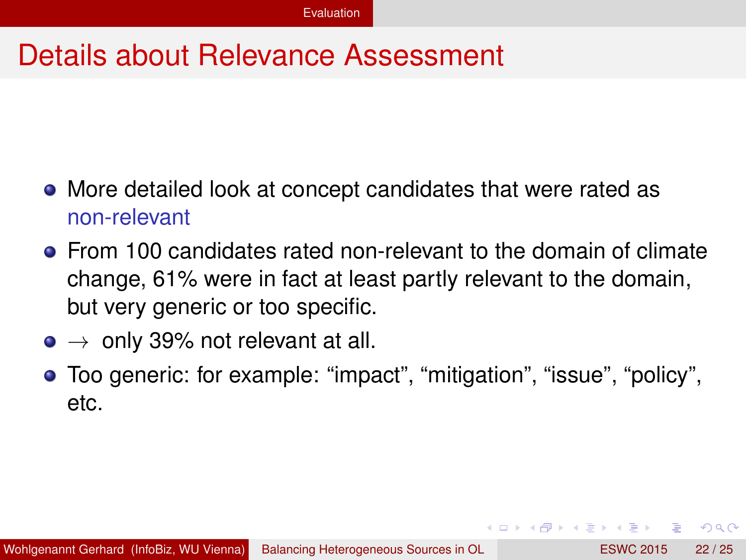# Details about Relevance Assessment

- More detailed look at concept candidates that were rated as non-relevant
- From 100 candidates rated non-relevant to the domain of climate change, 61% were in fact at least partly relevant to the domain, but very generic or too specific.
- $\rightarrow$ only 39% not relevant at all.
- Too generic: for example: “impact”, “mitigation”, “issue”, “policy”, etc.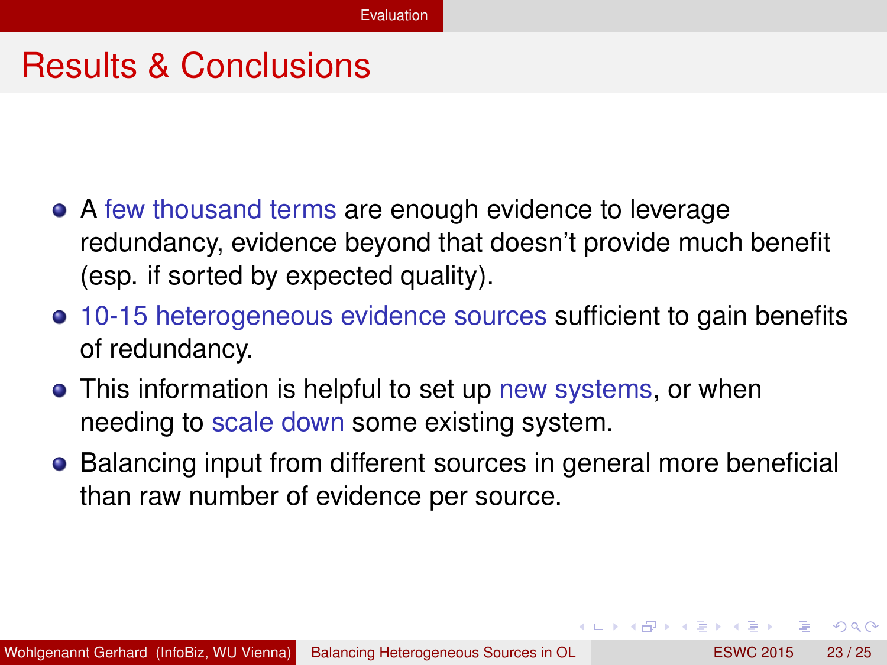# Results & Conclusions

- A few thousand terms are enough evidence to leverage redundancy, evidence beyond that doesn't provide much benefit (esp. if sorted by expected quality).
- 10-15 heterogeneous evidence sources sufficient to gain benefits of redundancy.
- This information is helpful to set up new systems, or when needing to scale down some existing system.
- Balancing input from different sources in general more beneficial than raw number of evidence per source.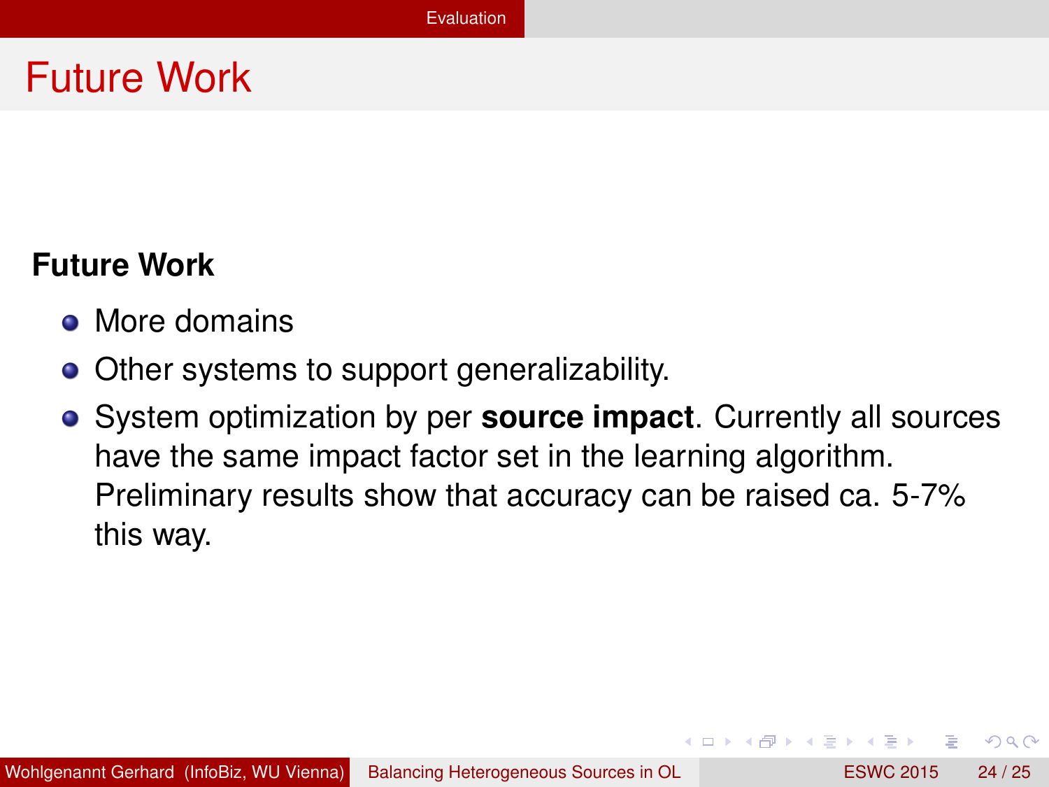# Future Work

**Future Work**

- More domains
- Other systems to support generalizability.
- System optimization by per **source impact**. Currently all sources have the same impact factor set in the learning algorithm. Preliminary results show that accuracy can be raised ca. 5-7% this way.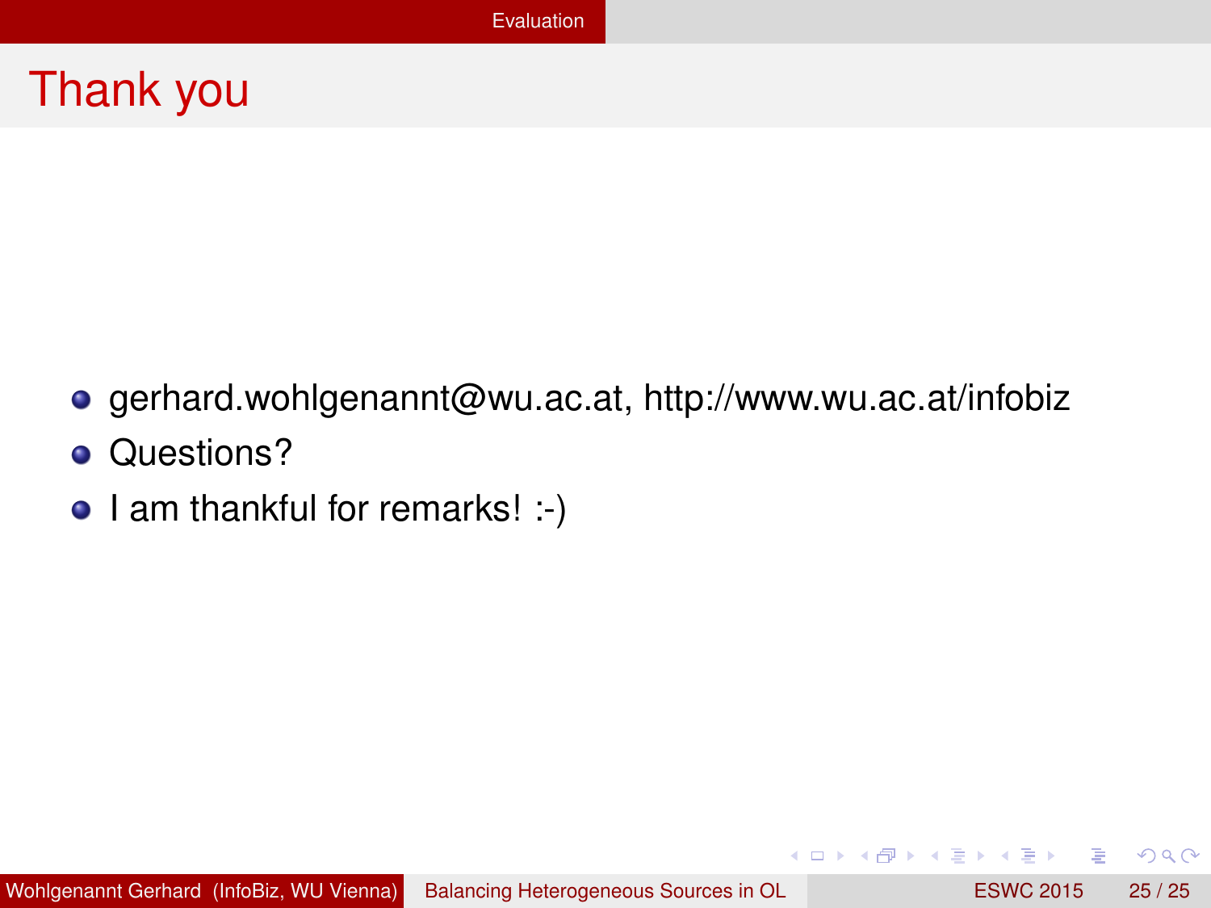# Thank you

- gerhard.wohlgenannt@wu.ac.at, http://www.wu.ac.at/infobiz
- Questions?
- I am thankful for remarks! :-)